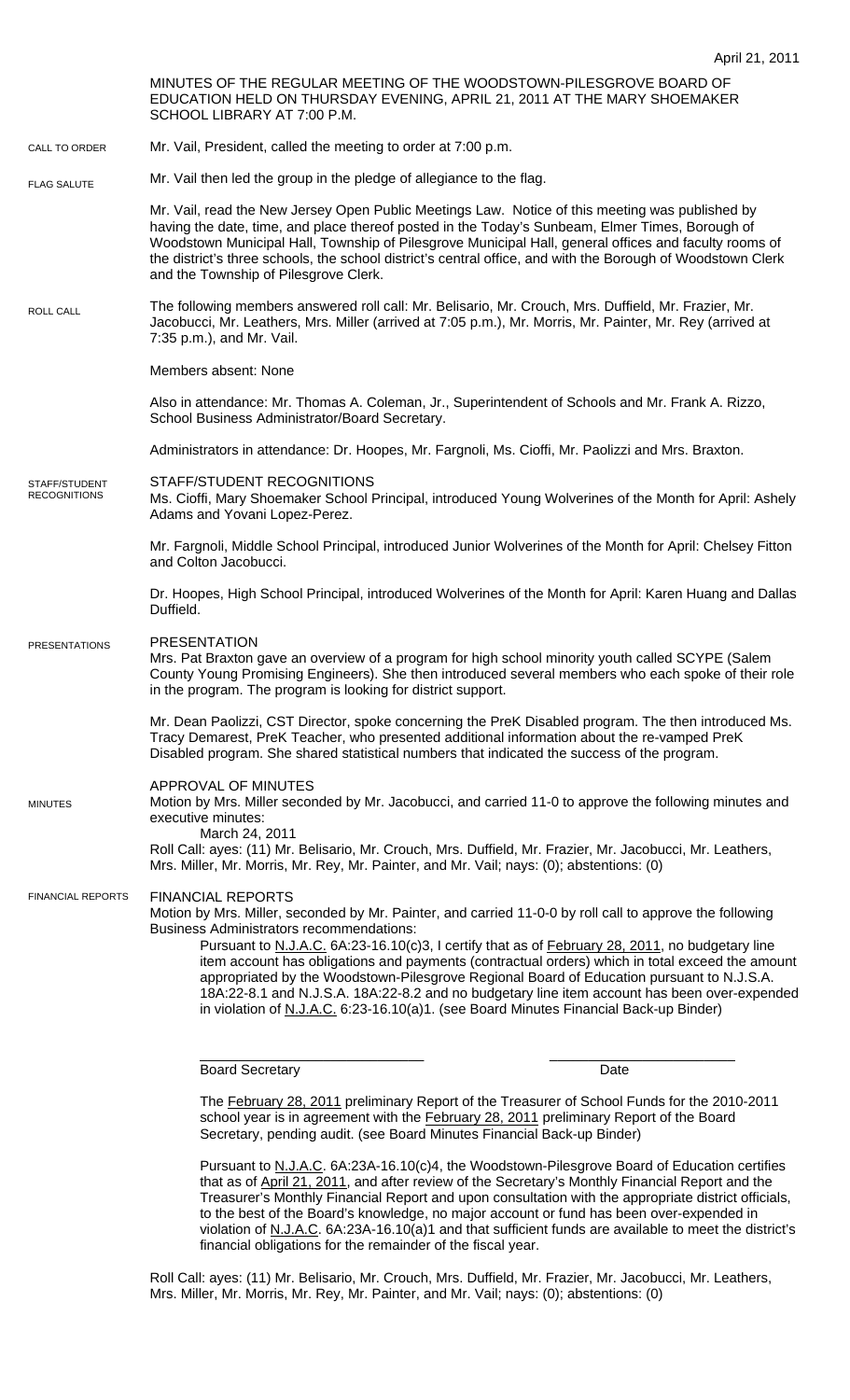April 21, 2011

MINUTES OF THE REGULAR MEETING OF THE WOODSTOWN-PILESGROVE BOARD OF EDUCATION HELD ON THURSDAY EVENING, APRIL 21, 2011 AT THE MARY SHOEMAKER SCHOOL LIBRARY AT 7:00 P.M.

CALL TO ORDER

Mr. Vail, President, called the meeting to order at 7:00 p.m.

FLAG SALUTE

Mr. Vail then led the group in the pledge of allegiance to the flag.

Mr. Vail, read the New Jersey Open Public Meetings Law. Notice of this meeting was published by having the date, time, and place thereof posted in the Today's Sunbeam, Elmer Times, Borough of Woodstown Municipal Hall, Township of Pilesgrove Municipal Hall, general offices and faculty rooms of the district's three schools, the school district's central office, and with the Borough of Woodstown Clerk and the Township of Pilesgrove Clerk.

ROLL CALL

The following members answered roll call: Mr. Belisario, Mr. Crouch, Mrs. Duffield, Mr. Frazier, Mr. Jacobucci, Mr. Leathers, Mrs. Miller (arrived at 7:05 p.m.), Mr. Morris, Mr. Painter, Mr. Rey (arrived at 7:35 p.m.), and Mr. Vail.

Members absent: None

Also in attendance: Mr. Thomas A. Coleman, Jr., Superintendent of Schools and Mr. Frank A. Rizzo, School Business Administrator/Board Secretary.

Administrators in attendance: Dr. Hoopes, Mr. Fargnoli, Ms. Cioffi, Mr. Paolizzi and Mrs. Braxton.

STAFF/STUDENT RECOGNITIONS

STAFF/STUDENT RECOGNITIONS

Ms. Cioffi, Mary Shoemaker School Principal, introduced Young Wolverines of the Month for April: Ashely Adams and Yovani Lopez-Perez.

Mr. Fargnoli, Middle School Principal, introduced Junior Wolverines of the Month for April: Chelsey Fitton and Colton Jacobucci.

Dr. Hoopes, High School Principal, introduced Wolverines of the Month for April: Karen Huang and Dallas Duffield.

PRESENTATIONS

PRESENTATION

Mrs. Pat Braxton gave an overview of a program for high school minority youth called SCYPE (Salem County Young Promising Engineers). She then introduced several members who each spoke of their role in the program. The program is looking for district support.

Mr. Dean Paolizzi, CST Director, spoke concerning the PreK Disabled program. The then introduced Ms. Tracy Demarest, PreK Teacher, who presented additional information about the re-vamped PreK Disabled program. She shared statistical numbers that indicated the success of the program.

MINUTES

APPROVAL OF MINUTES

Motion by Mrs. Miller seconded by Mr. Jacobucci, and carried 11-0 to approve the following minutes and executive minutes:

March 24, 2011

Roll Call: ayes: (11) Mr. Belisario, Mr. Crouch, Mrs. Duffield, Mr. Frazier, Mr. Jacobucci, Mr. Leathers, Mrs. Miller, Mr. Morris, Mr. Rey, Mr. Painter, and Mr. Vail; nays: (0); abstentions: (0)

FINANCIAL REPORTS

FINANCIAL REPORTS

Motion by Mrs. Miller, seconded by Mr. Painter, and carried 11-0-0 by roll call to approve the following Business Administrators recommendations:

Pursuant to N.J.A.C. 6A:23-16.10(c)3, I certify that as of February 28, 2011, no budgetary line item account has obligations and payments (contractual orders) which in total exceed the amount appropriated by the Woodstown-Pilesgrove Regional Board of Education pursuant to N.J.S.A. 18A:22-8.1 and N.J.S.A. 18A:22-8.2 and no budgetary line item account has been over-expended in violation of N.J.A.C. 6:23-16.10(a)1. (see Board Minutes Financial Back-up Binder)

\_\_\_\_\_\_\_\_\_\_\_\_\_\_\_\_\_\_\_\_\_\_\_\_\_\_\_\_\_\_ \_\_\_\_\_\_\_\_\_\_\_\_\_\_\_\_\_\_\_\_\_\_\_\_\_\_
Board Secretary Date

The February 28, 2011 preliminary Report of the Treasurer of School Funds for the 2010-2011 school year is in agreement with the February 28, 2011 preliminary Report of the Board Secretary, pending audit. (see Board Minutes Financial Back-up Binder)

Pursuant to N.J.A.C. 6A:23A-16.10(c)4, the Woodstown-Pilesgrove Board of Education certifies that as of April 21, 2011, and after review of the Secretary's Monthly Financial Report and the Treasurer's Monthly Financial Report and upon consultation with the appropriate district officials, to the best of the Board's knowledge, no major account or fund has been over-expended in violation of N.J.A.C. 6A:23A-16.10(a)1 and that sufficient funds are available to meet the district's financial obligations for the remainder of the fiscal year.

Roll Call: ayes: (11) Mr. Belisario, Mr. Crouch, Mrs. Duffield, Mr. Frazier, Mr. Jacobucci, Mr. Leathers, Mrs. Miller, Mr. Morris, Mr. Rey, Mr. Painter, and Mr. Vail; nays: (0); abstentions: (0)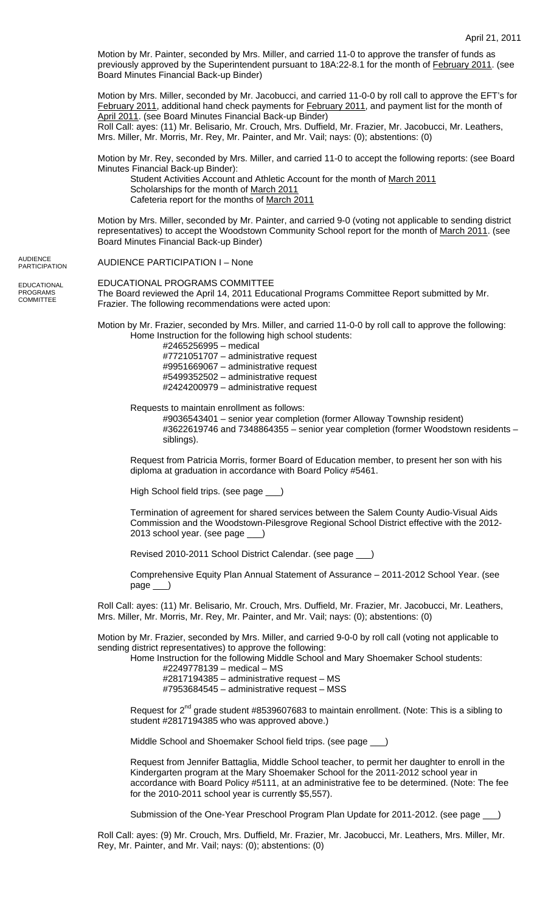Motion by Mr. Painter, seconded by Mrs. Miller, and carried 11-0 to approve the transfer of funds as previously approved by the Superintendent pursuant to 18A:22-8.1 for the month of February 2011. (see Board Minutes Financial Back-up Binder)

Motion by Mrs. Miller, seconded by Mr. Jacobucci, and carried 11-0-0 by roll call to approve the EFT's for February 2011, additional hand check payments for February 2011, and payment list for the month of April 2011. (see Board Minutes Financial Back-up Binder)
Roll Call: ayes: (11) Mr. Belisario, Mr. Crouch, Mrs. Duffield, Mr. Frazier, Mr. Jacobucci, Mr. Leathers, Mrs. Miller, Mr. Morris, Mr. Rey, Mr. Painter, and Mr. Vail; nays: (0); abstentions: (0)

Motion by Mr. Rey, seconded by Mrs. Miller, and carried 11-0 to accept the following reports: (see Board Minutes Financial Back-up Binder):

Student Activities Account and Athletic Account for the month of March 2011
Scholarships for the month of March 2011
Cafeteria report for the months of March 2011

Motion by Mrs. Miller, seconded by Mr. Painter, and carried 9-0 (voting not applicable to sending district representatives) to accept the Woodstown Community School report for the month of March 2011. (see Board Minutes Financial Back-up Binder)

AUDIENCE PARTICIPATION

AUDIENCE PARTICIPATION I – None

EDUCATIONAL PROGRAMS COMMITTEE

EDUCATIONAL PROGRAMS COMMITTEE
The Board reviewed the April 14, 2011 Educational Programs Committee Report submitted by Mr. Frazier. The following recommendations were acted upon:

Motion by Mr. Frazier, seconded by Mrs. Miller, and carried 11-0-0 by roll call to approve the following:

Home Instruction for the following high school students:

#2465256995 – medical
#7721051707 – administrative request
#9951669067 – administrative request
#5499352502 – administrative request
#2424200979 – administrative request

Requests to maintain enrollment as follows:

#9036543401 – senior year completion (former Alloway Township resident)
#3622619746 and 7348864355 – senior year completion (former Woodstown residents – siblings).

Request from Patricia Morris, former Board of Education member, to present her son with his diploma at graduation in accordance with Board Policy #5461.

High School field trips. (see page ___)

Termination of agreement for shared services between the Salem County Audio-Visual Aids Commission and the Woodstown-Pilesgrove Regional School District effective with the 2012-2013 school year. (see page ___)

Revised 2010-2011 School District Calendar. (see page ___)

Comprehensive Equity Plan Annual Statement of Assurance – 2011-2012 School Year. (see page ___)

Roll Call: ayes: (11) Mr. Belisario, Mr. Crouch, Mrs. Duffield, Mr. Frazier, Mr. Jacobucci, Mr. Leathers, Mrs. Miller, Mr. Morris, Mr. Rey, Mr. Painter, and Mr. Vail; nays: (0); abstentions: (0)

Motion by Mr. Frazier, seconded by Mrs. Miller, and carried 9-0-0 by roll call (voting not applicable to sending district representatives) to approve the following:

Home Instruction for the following Middle School and Mary Shoemaker School students:

#2249778139 – medical – MS
#2817194385 – administrative request – MS
#7953684545 – administrative request – MSS

Request for 2nd grade student #8539607683 to maintain enrollment. (Note: This is a sibling to student #2817194385 who was approved above.)

Middle School and Shoemaker School field trips. (see page ___)

Request from Jennifer Battaglia, Middle School teacher, to permit her daughter to enroll in the Kindergarten program at the Mary Shoemaker School for the 2011-2012 school year in accordance with Board Policy #5111, at an administrative fee to be determined. (Note: The fee for the 2010-2011 school year is currently $5,557).

Submission of the One-Year Preschool Program Plan Update for 2011-2012. (see page ___)

Roll Call: ayes: (9) Mr. Crouch, Mrs. Duffield, Mr. Frazier, Mr. Jacobucci, Mr. Leathers, Mrs. Miller, Mr. Rey, Mr. Painter, and Mr. Vail; nays: (0); abstentions: (0)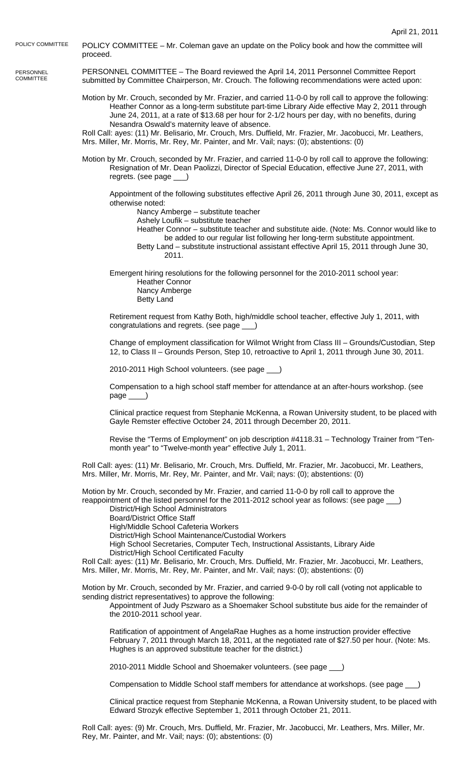POLICY COMMITTEE

POLICY COMMITTEE – Mr. Coleman gave an update on the Policy book and how the committee will proceed.

PERSONNEL COMMITTEE

PERSONNEL COMMITTEE – The Board reviewed the April 14, 2011 Personnel Committee Report submitted by Committee Chairperson, Mr. Crouch. The following recommendations were acted upon:

Motion by Mr. Crouch, seconded by Mr. Frazier, and carried 11-0-0 by roll call to approve the following:

Heather Connor as a long-term substitute part-time Library Aide effective May 2, 2011 through June 24, 2011, at a rate of $13.68 per hour for 2-1/2 hours per day, with no benefits, during Nesandra Oswald's maternity leave of absence.

Roll Call: ayes: (11) Mr. Belisario, Mr. Crouch, Mrs. Duffield, Mr. Frazier, Mr. Jacobucci, Mr. Leathers, Mrs. Miller, Mr. Morris, Mr. Rey, Mr. Painter, and Mr. Vail; nays: (0); abstentions: (0)

Motion by Mr. Crouch, seconded by Mr. Frazier, and carried 11-0-0 by roll call to approve the following:

Resignation of Mr. Dean Paolizzi, Director of Special Education, effective June 27, 2011, with regrets. (see page ___)

Appointment of the following substitutes effective April 26, 2011 through June 30, 2011, except as otherwise noted:

- Nancy Amberge – substitute teacher
- Ashely Loufik – substitute teacher
- Heather Connor – substitute teacher and substitute aide. (Note: Ms. Connor would like to be added to our regular list following her long-term substitute appointment.
- Betty Land – substitute instructional assistant effective April 15, 2011 through June 30, 2011.

Emergent hiring resolutions for the following personnel for the 2010-2011 school year:

- Heather Connor
- Nancy Amberge
- Betty Land

Retirement request from Kathy Both, high/middle school teacher, effective July 1, 2011, with congratulations and regrets. (see page ___)

Change of employment classification for Wilmot Wright from Class III – Grounds/Custodian, Step 12, to Class II – Grounds Person, Step 10, retroactive to April 1, 2011 through June 30, 2011.

2010-2011 High School volunteers. (see page ___)

Compensation to a high school staff member for attendance at an after-hours workshop. (see page ____)

Clinical practice request from Stephanie McKenna, a Rowan University student, to be placed with Gayle Remster effective October 24, 2011 through December 20, 2011.

Revise the "Terms of Employment" on job description #4118.31 – Technology Trainer from "Ten-month year" to "Twelve-month year" effective July 1, 2011.

Roll Call: ayes: (11) Mr. Belisario, Mr. Crouch, Mrs. Duffield, Mr. Frazier, Mr. Jacobucci, Mr. Leathers, Mrs. Miller, Mr. Morris, Mr. Rey, Mr. Painter, and Mr. Vail; nays: (0); abstentions: (0)

Motion by Mr. Crouch, seconded by Mr. Frazier, and carried 11-0-0 by roll call to approve the reappointment of the listed personnel for the 2011-2012 school year as follows: (see page ___)

- District/High School Administrators
- Board/District Office Staff
- High/Middle School Cafeteria Workers
- District/High School Maintenance/Custodial Workers
- High School Secretaries, Computer Tech, Instructional Assistants, Library Aide
- District/High School Certificated Faculty

Roll Call: ayes: (11) Mr. Belisario, Mr. Crouch, Mrs. Duffield, Mr. Frazier, Mr. Jacobucci, Mr. Leathers, Mrs. Miller, Mr. Morris, Mr. Rey, Mr. Painter, and Mr. Vail; nays: (0); abstentions: (0)

Motion by Mr. Crouch, seconded by Mr. Frazier, and carried 9-0-0 by roll call (voting not applicable to sending district representatives) to approve the following:

Appointment of Judy Pszwaro as a Shoemaker School substitute bus aide for the remainder of the 2010-2011 school year.

Ratification of appointment of AngelaRae Hughes as a home instruction provider effective February 7, 2011 through March 18, 2011, at the negotiated rate of $27.50 per hour. (Note: Ms. Hughes is an approved substitute teacher for the district.)

2010-2011 Middle School and Shoemaker volunteers. (see page ___)

Compensation to Middle School staff members for attendance at workshops. (see page ___)

Clinical practice request from Stephanie McKenna, a Rowan University student, to be placed with Edward Strozyk effective September 1, 2011 through October 21, 2011.

Roll Call: ayes: (9) Mr. Crouch, Mrs. Duffield, Mr. Frazier, Mr. Jacobucci, Mr. Leathers, Mrs. Miller, Mr. Rey, Mr. Painter, and Mr. Vail; nays: (0); abstentions: (0)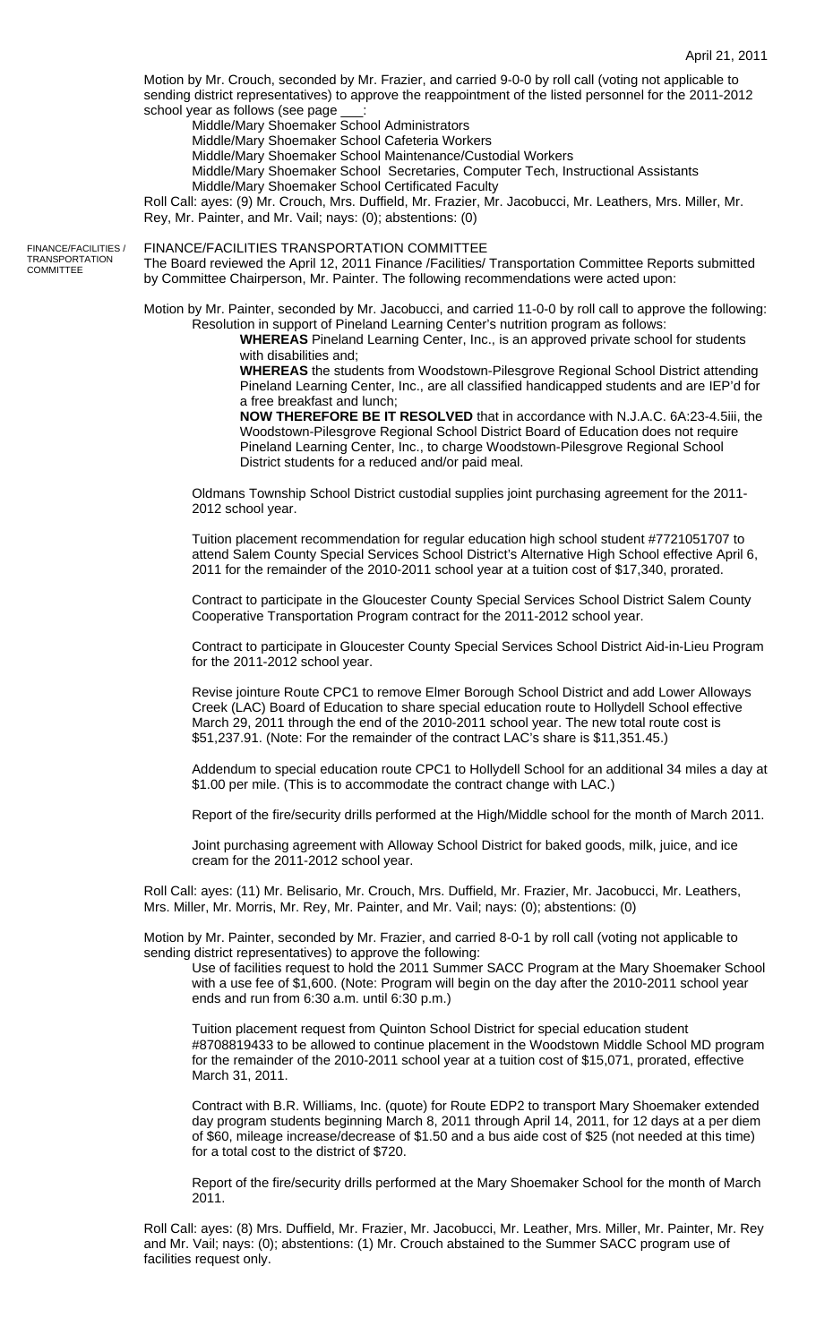Motion by Mr. Crouch, seconded by Mr. Frazier, and carried 9-0-0 by roll call (voting not applicable to sending district representatives) to approve the reappointment of the listed personnel for the 2011-2012 school year as follows (see page ___:

Middle/Mary Shoemaker School Administrators
Middle/Mary Shoemaker School Cafeteria Workers
Middle/Mary Shoemaker School Maintenance/Custodial Workers
Middle/Mary Shoemaker School Secretaries, Computer Tech, Instructional Assistants
Middle/Mary Shoemaker School Certificated Faculty

Roll Call: ayes: (9) Mr. Crouch, Mrs. Duffield, Mr. Frazier, Mr. Jacobucci, Mr. Leathers, Mrs. Miller, Mr. Rey, Mr. Painter, and Mr. Vail; nays: (0); abstentions: (0)

FINANCE/FACILITIES / TRANSPORTATION COMMITTEE

## FINANCE/FACILITIES TRANSPORTATION COMMITTEE

The Board reviewed the April 12, 2011 Finance /Facilities/ Transportation Committee Reports submitted by Committee Chairperson, Mr. Painter. The following recommendations were acted upon:

Motion by Mr. Painter, seconded by Mr. Jacobucci, and carried 11-0-0 by roll call to approve the following:

Resolution in support of Pineland Learning Center's nutrition program as follows:

**WHEREAS** Pineland Learning Center, Inc., is an approved private school for students with disabilities and;

**WHEREAS** the students from Woodstown-Pilesgrove Regional School District attending Pineland Learning Center, Inc., are all classified handicapped students and are IEP'd for a free breakfast and lunch;

**NOW THEREFORE BE IT RESOLVED** that in accordance with N.J.A.C. 6A:23-4.5iii, the Woodstown-Pilesgrove Regional School District Board of Education does not require Pineland Learning Center, Inc., to charge Woodstown-Pilesgrove Regional School District students for a reduced and/or paid meal.

Oldmans Township School District custodial supplies joint purchasing agreement for the 2011-2012 school year.

Tuition placement recommendation for regular education high school student #7721051707 to attend Salem County Special Services School District's Alternative High School effective April 6, 2011 for the remainder of the 2010-2011 school year at a tuition cost of $17,340, prorated.

Contract to participate in the Gloucester County Special Services School District Salem County Cooperative Transportation Program contract for the 2011-2012 school year.

Contract to participate in Gloucester County Special Services School District Aid-in-Lieu Program for the 2011-2012 school year.

Revise jointure Route CPC1 to remove Elmer Borough School District and add Lower Alloways Creek (LAC) Board of Education to share special education route to Hollydell School effective March 29, 2011 through the end of the 2010-2011 school year. The new total route cost is $51,237.91. (Note: For the remainder of the contract LAC's share is $11,351.45.)

Addendum to special education route CPC1 to Hollydell School for an additional 34 miles a day at $1.00 per mile. (This is to accommodate the contract change with LAC.)

Report of the fire/security drills performed at the High/Middle school for the month of March 2011.

Joint purchasing agreement with Alloway School District for baked goods, milk, juice, and ice cream for the 2011-2012 school year.

Roll Call: ayes: (11) Mr. Belisario, Mr. Crouch, Mrs. Duffield, Mr. Frazier, Mr. Jacobucci, Mr. Leathers, Mrs. Miller, Mr. Morris, Mr. Rey, Mr. Painter, and Mr. Vail; nays: (0); abstentions: (0)

Motion by Mr. Painter, seconded by Mr. Frazier, and carried 8-0-1 by roll call (voting not applicable to sending district representatives) to approve the following:

Use of facilities request to hold the 2011 Summer SACC Program at the Mary Shoemaker School with a use fee of $1,600. (Note: Program will begin on the day after the 2010-2011 school year ends and run from 6:30 a.m. until 6:30 p.m.)

Tuition placement request from Quinton School District for special education student #8708819433 to be allowed to continue placement in the Woodstown Middle School MD program for the remainder of the 2010-2011 school year at a tuition cost of $15,071, prorated, effective March 31, 2011.

Contract with B.R. Williams, Inc. (quote) for Route EDP2 to transport Mary Shoemaker extended day program students beginning March 8, 2011 through April 14, 2011, for 12 days at a per diem of $60, mileage increase/decrease of $1.50 and a bus aide cost of $25 (not needed at this time) for a total cost to the district of $720.

Report of the fire/security drills performed at the Mary Shoemaker School for the month of March 2011.

Roll Call: ayes: (8) Mrs. Duffield, Mr. Frazier, Mr. Jacobucci, Mr. Leather, Mrs. Miller, Mr. Painter, Mr. Rey and Mr. Vail; nays: (0); abstentions: (1) Mr. Crouch abstained to the Summer SACC program use of facilities request only.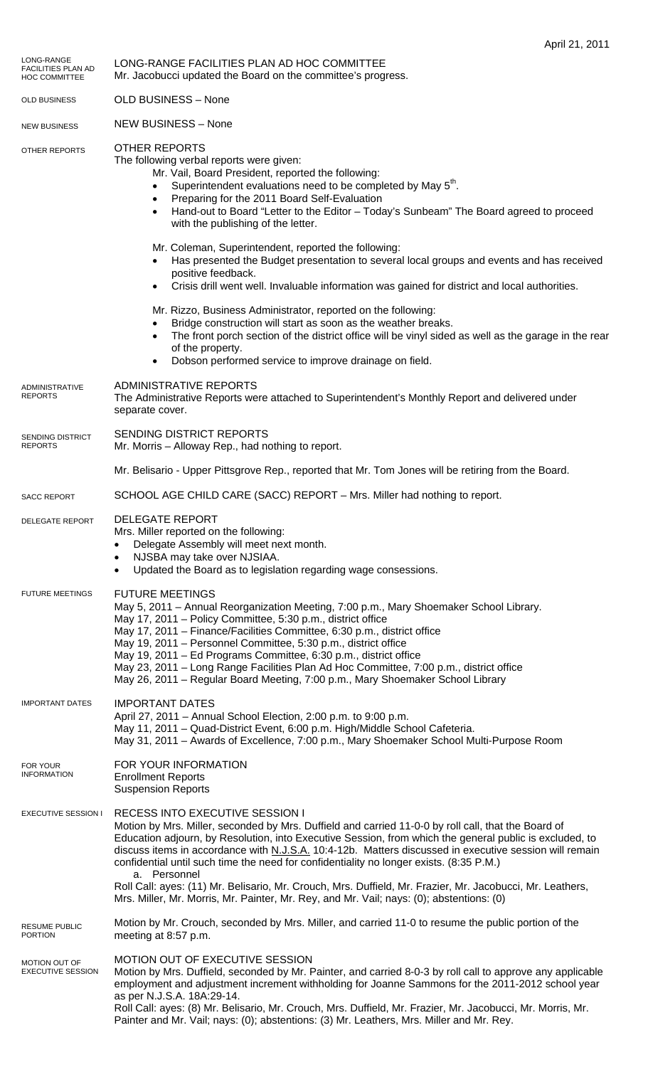April 21, 2011

## LONG-RANGE FACILITIES PLAN AD HOC COMMITTEE

Mr. Jacobucci updated the Board on the committee's progress.

## OLD BUSINESS – None

## NEW BUSINESS – None

## OTHER REPORTS

The following verbal reports were given:

Mr. Vail, Board President, reported the following:

- Superintendent evaluations need to be completed by May 5th.
- Preparing for the 2011 Board Self-Evaluation
- Hand-out to Board "Letter to the Editor – Today's Sunbeam" The Board agreed to proceed with the publishing of the letter.

Mr. Coleman, Superintendent, reported the following:

- Has presented the Budget presentation to several local groups and events and has received positive feedback.
- Crisis drill went well. Invaluable information was gained for district and local authorities.

Mr. Rizzo, Business Administrator, reported on the following:

- Bridge construction will start as soon as the weather breaks.
- The front porch section of the district office will be vinyl sided as well as the garage in the rear of the property.
- Dobson performed service to improve drainage on field.

## ADMINISTRATIVE REPORTS

The Administrative Reports were attached to Superintendent's Monthly Report and delivered under separate cover.

## SENDING DISTRICT REPORTS

Mr. Morris – Alloway Rep., had nothing to report.

Mr. Belisario - Upper Pittsgrove Rep., reported that Mr. Tom Jones will be retiring from the Board.

## SCHOOL AGE CHILD CARE (SACC) REPORT – Mrs. Miller had nothing to report.

## DELEGATE REPORT

Mrs. Miller reported on the following:

- Delegate Assembly will meet next month.
- NJSBA may take over NJSIAA.
- Updated the Board as to legislation regarding wage consessions.

## FUTURE MEETINGS

May 5, 2011 – Annual Reorganization Meeting, 7:00 p.m., Mary Shoemaker School Library.
May 17, 2011 – Policy Committee, 5:30 p.m., district office
May 17, 2011 – Finance/Facilities Committee, 6:30 p.m., district office
May 19, 2011 – Personnel Committee, 5:30 p.m., district office
May 19, 2011 – Ed Programs Committee, 6:30 p.m., district office
May 23, 2011 – Long Range Facilities Plan Ad Hoc Committee, 7:00 p.m., district office
May 26, 2011 – Regular Board Meeting, 7:00 p.m., Mary Shoemaker School Library

## IMPORTANT DATES

April 27, 2011 – Annual School Election, 2:00 p.m. to 9:00 p.m.
May 11, 2011 – Quad-District Event, 6:00 p.m. High/Middle School Cafeteria.
May 31, 2011 – Awards of Excellence, 7:00 p.m., Mary Shoemaker School Multi-Purpose Room

## FOR YOUR INFORMATION

Enrollment Reports
Suspension Reports

## RECESS INTO EXECUTIVE SESSION I

Motion by Mrs. Miller, seconded by Mrs. Duffield and carried 11-0-0 by roll call, that the Board of Education adjourn, by Resolution, into Executive Session, from which the general public is excluded, to discuss items in accordance with N.J.S.A. 10:4-12b. Matters discussed in executive session will remain confidential until such time the need for confidentiality no longer exists. (8:35 P.M.)

a. Personnel

Roll Call: ayes: (11) Mr. Belisario, Mr. Crouch, Mrs. Duffield, Mr. Frazier, Mr. Jacobucci, Mr. Leathers, Mrs. Miller, Mr. Morris, Mr. Painter, Mr. Rey, and Mr. Vail; nays: (0); abstentions: (0)

## RESUME PUBLIC PORTION

Motion by Mr. Crouch, seconded by Mrs. Miller, and carried 11-0 to resume the public portion of the meeting at 8:57 p.m.

## MOTION OUT OF EXECUTIVE SESSION

Motion by Mrs. Duffield, seconded by Mr. Painter, and carried 8-0-3 by roll call to approve any applicable employment and adjustment increment withholding for Joanne Sammons for the 2011-2012 school year as per N.J.S.A. 18A:29-14.

Roll Call: ayes: (8) Mr. Belisario, Mr. Crouch, Mrs. Duffield, Mr. Frazier, Mr. Jacobucci, Mr. Morris, Mr. Painter and Mr. Vail; nays: (0); abstentions: (3) Mr. Leathers, Mrs. Miller and Mr. Rey.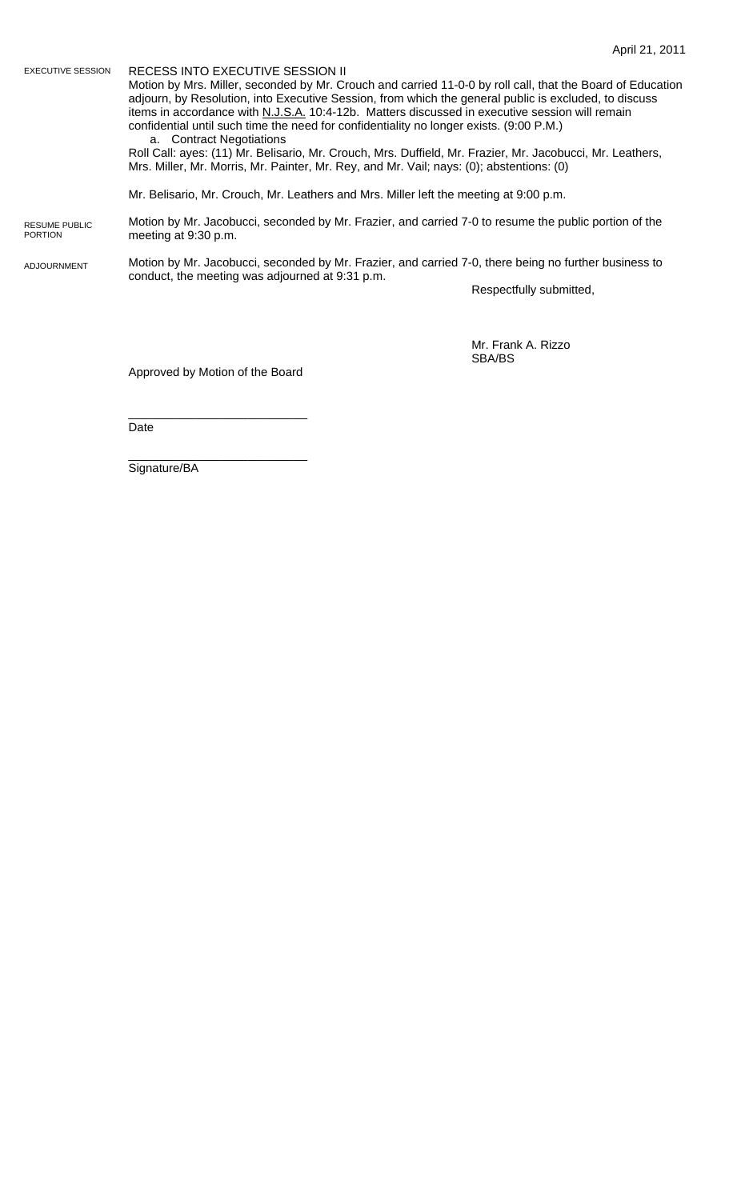EXECUTIVE SESSION

RECESS INTO EXECUTIVE SESSION II

Motion by Mrs. Miller, seconded by Mr. Crouch and carried 11-0-0 by roll call, that the Board of Education adjourn, by Resolution, into Executive Session, from which the general public is excluded, to discuss items in accordance with N.J.S.A. 10:4-12b. Matters discussed in executive session will remain confidential until such time the need for confidentiality no longer exists. (9:00 P.M.)

a. Contract Negotiations

Roll Call: ayes: (11) Mr. Belisario, Mr. Crouch, Mrs. Duffield, Mr. Frazier, Mr. Jacobucci, Mr. Leathers, Mrs. Miller, Mr. Morris, Mr. Painter, Mr. Rey, and Mr. Vail; nays: (0); abstentions: (0)

Mr. Belisario, Mr. Crouch, Mr. Leathers and Mrs. Miller left the meeting at 9:00 p.m.

RESUME PUBLIC PORTION

Motion by Mr. Jacobucci, seconded by Mr. Frazier, and carried 7-0 to resume the public portion of the meeting at 9:30 p.m.

ADJOURNMENT

Motion by Mr. Jacobucci, seconded by Mr. Frazier, and carried 7-0, there being no further business to conduct, the meeting was adjourned at 9:31 p.m.

Respectfully submitted,

Mr. Frank A. Rizzo
SBA/BS

Approved by Motion of the Board

\_\_\_\_\_\_\_\_\_\_\_\_\_\_\_\_\_\_\_\_\_\_\_\_\_\_\_\_
Date

\_\_\_\_\_\_\_\_\_\_\_\_\_\_\_\_\_\_\_\_\_\_\_\_\_\_\_\_
Signature/BA